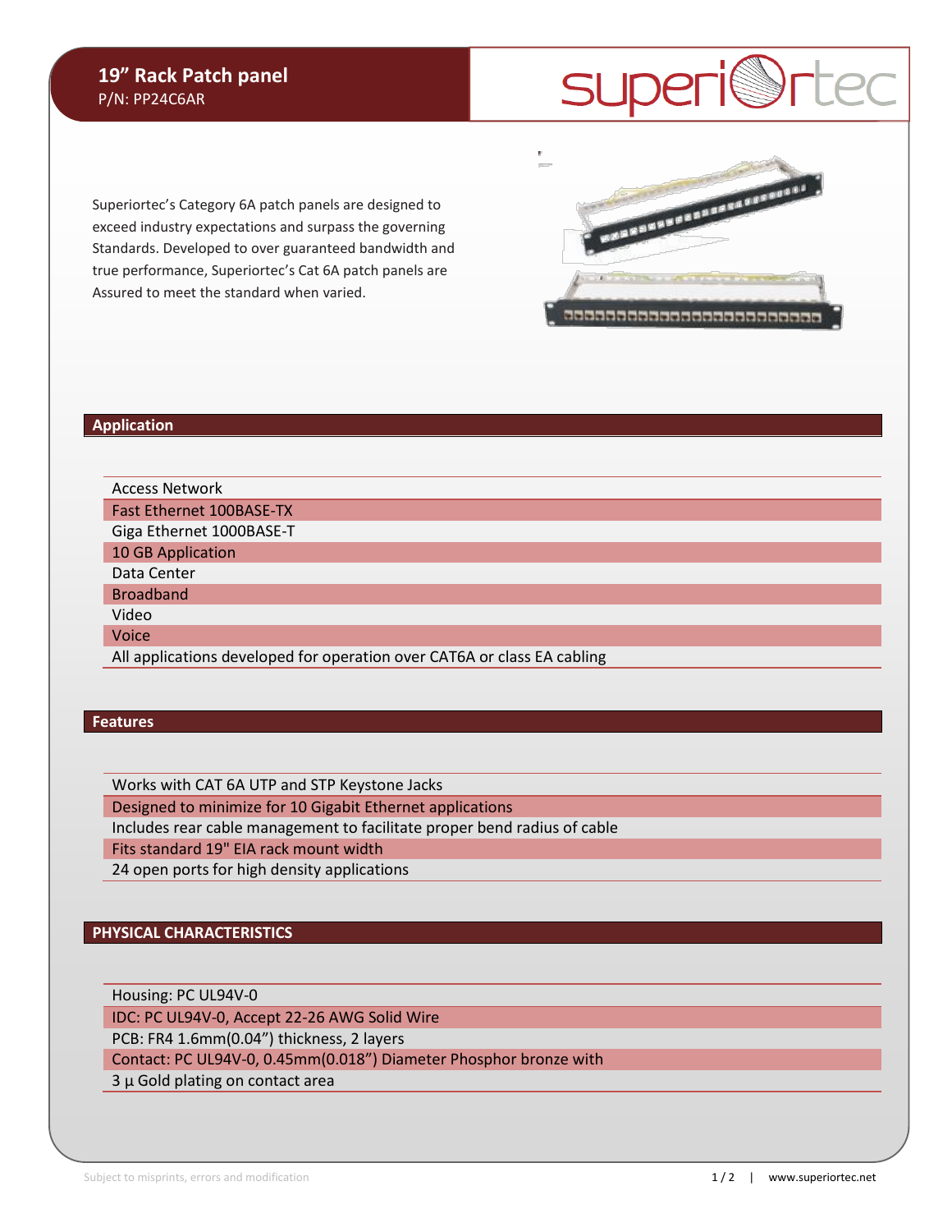# 19" Rack Patch panel

P/N: PP24C6AR

superiortec

Superiortec's Category 6A patch panels are designed to exceed industry expectations and surpass the governing Standards. Developed to over guaranteed bandwidth and true performance, Superiortec's Cat 6A patch panels are Assured to meet the standard when varied.

## Application

- Access Network
- Fast Ethernet 100BASE-TX
- Giga Ethernet 1000BASE-T
- 10 GB Application
- Data Center
- Broadband
- Video
- Voice
- All applications developed for operation over CAT6A or class EA cabling

## Features

- Works with CAT 6A UTP and STP Keystone Jacks
- Designed to minimize for 10 Gigabit Ethernet applications
- Includes rear cable management to facilitate proper bend radius of cable
- Fits standard 19" EIA rack mount width
- 24 open ports for high density applications

## PHYSICAL CHARACTERISTICS

- Housing: PC UL94V-0
- IDC: PC UL94V-0, Accept 22-26 AWG Solid Wire
- PCB: FR4 1.6mm(0.04") thickness, 2 layers
- Contact: PC UL94V-0, 0.45mm(0.018") Diameter Phosphor bronze with 3 µ Gold plating on contact area

Subject to misprints, errors and modification | www.superiortec.net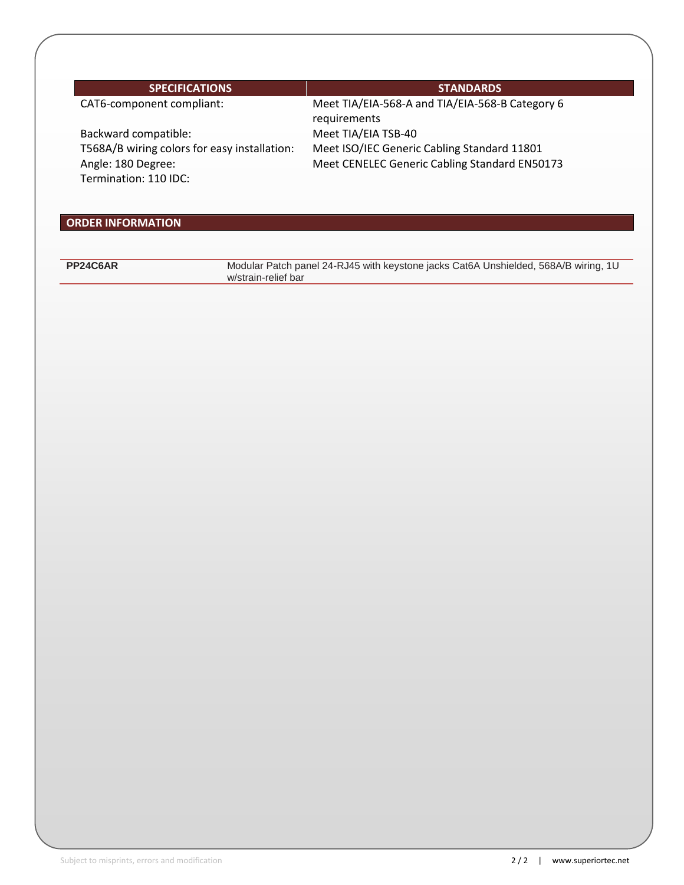| SPECIFICATIONS | STANDARDS |
| --- | --- |
| CAT6-component compliant: | Meet TIA/EIA-568-A and TIA/EIA-568-B Category 6 requirements |
| Backward compatible: | Meet TIA/EIA TSB-40 |
| T568A/B wiring colors for easy installation: | Meet ISO/IEC Generic Cabling Standard 11801 |
| Angle: 180 Degree: | Meet CENELEC Generic Cabling Standard EN50173 |
| Termination: 110 IDC: | |

## ORDER INFORMATION

| | |
| --- | --- |
| **PP24C6AR** | Modular Patch panel 24-RJ45 with keystone jacks Cat6A Unshielded, 568A/B wiring, 1U w/strain-relief bar |

Subject to misprints, errors and modification